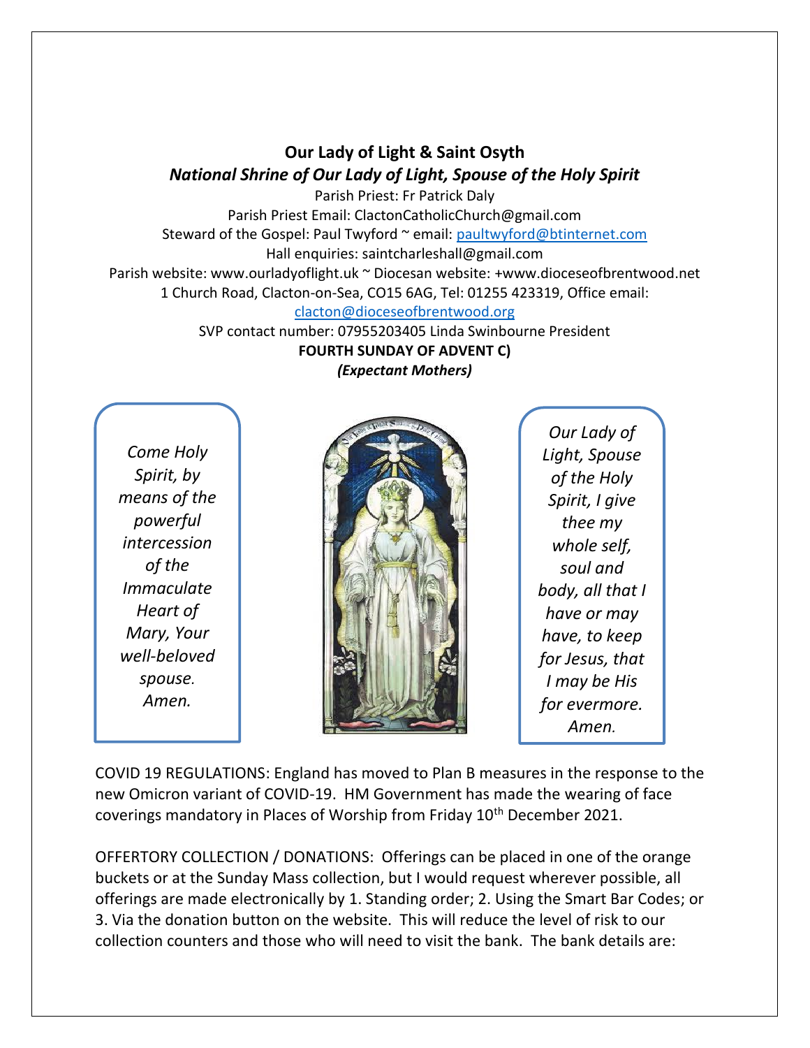# Our Lady of Light & Saint Osyth

## *National Shrine of Our Lady of Light, Spouse of the Holy Spirit*

Parish Priest: Fr Patrick Daly
Parish Priest Email: ClactonCatholicChurch@gmail.com
Steward of the Gospel: Paul Twyford ~ email: paultwyford@btinternet.com
Hall enquiries: saintcharleshall@gmail.com
Parish website: www.ourladyoflight.uk ~ Diocesan website: +www.dioceseofbrentwood.net
1 Church Road, Clacton-on-Sea, CO15 6AG, Tel: 01255 423319, Office email: clacton@dioceseofbrentwood.org
SVP contact number: 07955203405 Linda Swinbourne President

**FOURTH SUNDAY OF ADVENT C)**
***(Expectant Mothers)***

*Come Holy Spirit, by means of the powerful intercession of the Immaculate Heart of Mary, Your well-beloved spouse. Amen.*

*Our Lady of Light, Spouse of the Holy Spirit, I give thee my whole self, soul and body, all that I have or may have, to keep for Jesus, that I may be His for evermore. Amen.*

COVID 19 REGULATIONS: England has moved to Plan B measures in the response to the new Omicron variant of COVID-19. HM Government has made the wearing of face coverings mandatory in Places of Worship from Friday 10th December 2021.

OFFERTORY COLLECTION / DONATIONS: Offerings can be placed in one of the orange buckets or at the Sunday Mass collection, but I would request wherever possible, all offerings are made electronically by 1. Standing order; 2. Using the Smart Bar Codes; or 3. Via the donation button on the website. This will reduce the level of risk to our collection counters and those who will need to visit the bank. The bank details are: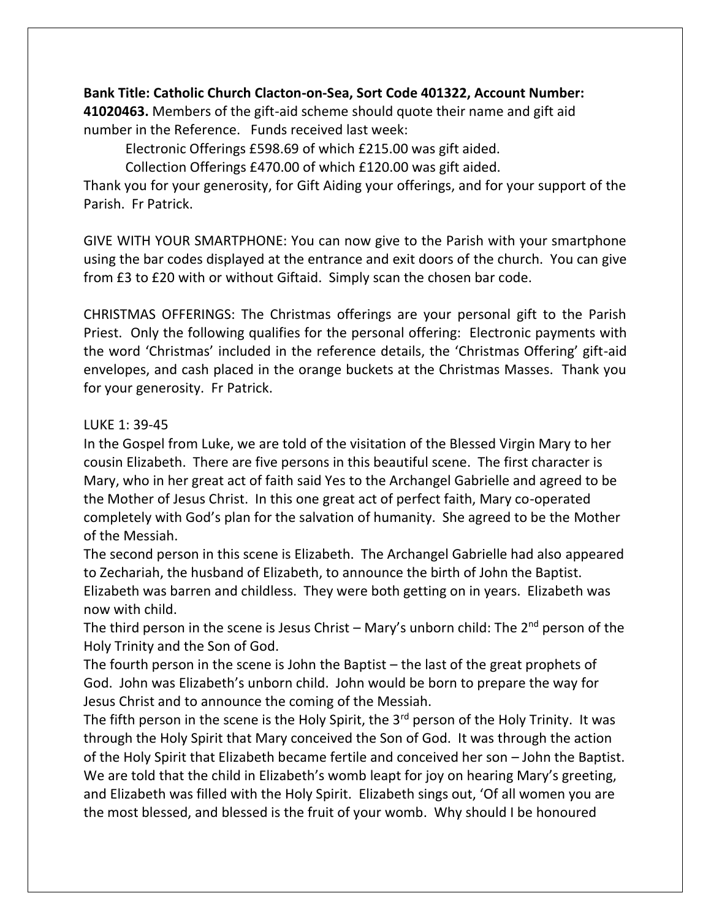**Bank Title: Catholic Church Clacton-on-Sea, Sort Code 401322, Account Number: 41020463.** Members of the gift-aid scheme should quote their name and gift aid number in the Reference. Funds received last week:

Electronic Offerings £598.69 of which £215.00 was gift aided.

Collection Offerings £470.00 of which £120.00 was gift aided.

Thank you for your generosity, for Gift Aiding your offerings, and for your support of the Parish. Fr Patrick.

GIVE WITH YOUR SMARTPHONE: You can now give to the Parish with your smartphone using the bar codes displayed at the entrance and exit doors of the church. You can give from £3 to £20 with or without Giftaid. Simply scan the chosen bar code.

CHRISTMAS OFFERINGS: The Christmas offerings are your personal gift to the Parish Priest. Only the following qualifies for the personal offering: Electronic payments with the word 'Christmas' included in the reference details, the 'Christmas Offering' gift-aid envelopes, and cash placed in the orange buckets at the Christmas Masses. Thank you for your generosity. Fr Patrick.

LUKE 1: 39-45

In the Gospel from Luke, we are told of the visitation of the Blessed Virgin Mary to her cousin Elizabeth. There are five persons in this beautiful scene. The first character is Mary, who in her great act of faith said Yes to the Archangel Gabrielle and agreed to be the Mother of Jesus Christ. In this one great act of perfect faith, Mary co-operated completely with God's plan for the salvation of humanity. She agreed to be the Mother of the Messiah.

The second person in this scene is Elizabeth. The Archangel Gabrielle had also appeared to Zechariah, the husband of Elizabeth, to announce the birth of John the Baptist. Elizabeth was barren and childless. They were both getting on in years. Elizabeth was now with child.

The third person in the scene is Jesus Christ – Mary's unborn child: The 2nd person of the Holy Trinity and the Son of God.

The fourth person in the scene is John the Baptist – the last of the great prophets of God. John was Elizabeth's unborn child. John would be born to prepare the way for Jesus Christ and to announce the coming of the Messiah.

The fifth person in the scene is the Holy Spirit, the 3rd person of the Holy Trinity. It was through the Holy Spirit that Mary conceived the Son of God. It was through the action of the Holy Spirit that Elizabeth became fertile and conceived her son – John the Baptist. We are told that the child in Elizabeth's womb leapt for joy on hearing Mary's greeting, and Elizabeth was filled with the Holy Spirit. Elizabeth sings out, 'Of all women you are the most blessed, and blessed is the fruit of your womb. Why should I be honoured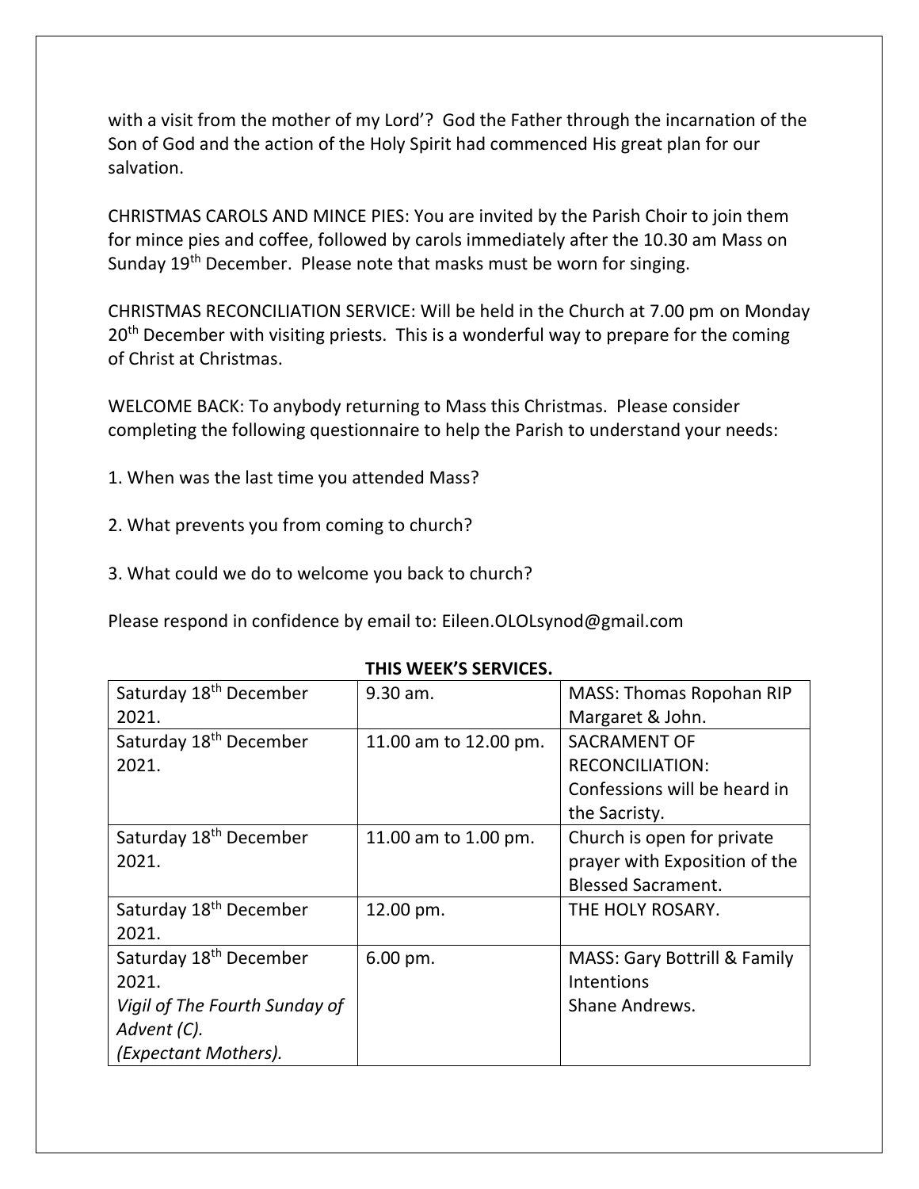with a visit from the mother of my Lord'? God the Father through the incarnation of the Son of God and the action of the Holy Spirit had commenced His great plan for our salvation.

CHRISTMAS CAROLS AND MINCE PIES: You are invited by the Parish Choir to join them for mince pies and coffee, followed by carols immediately after the 10.30 am Mass on Sunday 19th December. Please note that masks must be worn for singing.

CHRISTMAS RECONCILIATION SERVICE: Will be held in the Church at 7.00 pm on Monday 20th December with visiting priests. This is a wonderful way to prepare for the coming of Christ at Christmas.

WELCOME BACK: To anybody returning to Mass this Christmas. Please consider completing the following questionnaire to help the Parish to understand your needs:

1. When was the last time you attended Mass?

2. What prevents you from coming to church?

3. What could we do to welcome you back to church?

Please respond in confidence by email to: Eileen.OLOLsynod@gmail.com

**THIS WEEK'S SERVICES.**

| | | |
|---|---|---|
| Saturday 18th December 2021. | 9.30 am. | MASS: Thomas Ropohan RIP Margaret & John. |
| Saturday 18th December 2021. | 11.00 am to 12.00 pm. | SACRAMENT OF RECONCILIATION: Confessions will be heard in the Sacristy. |
| Saturday 18th December 2021. | 11.00 am to 1.00 pm. | Church is open for private prayer with Exposition of the Blessed Sacrament. |
| Saturday 18th December 2021. | 12.00 pm. | THE HOLY ROSARY. |
| Saturday 18th December 2021. *Vigil of The Fourth Sunday of Advent (C). (Expectant Mothers).* | 6.00 pm. | MASS: Gary Bottrill & Family Intentions Shane Andrews. |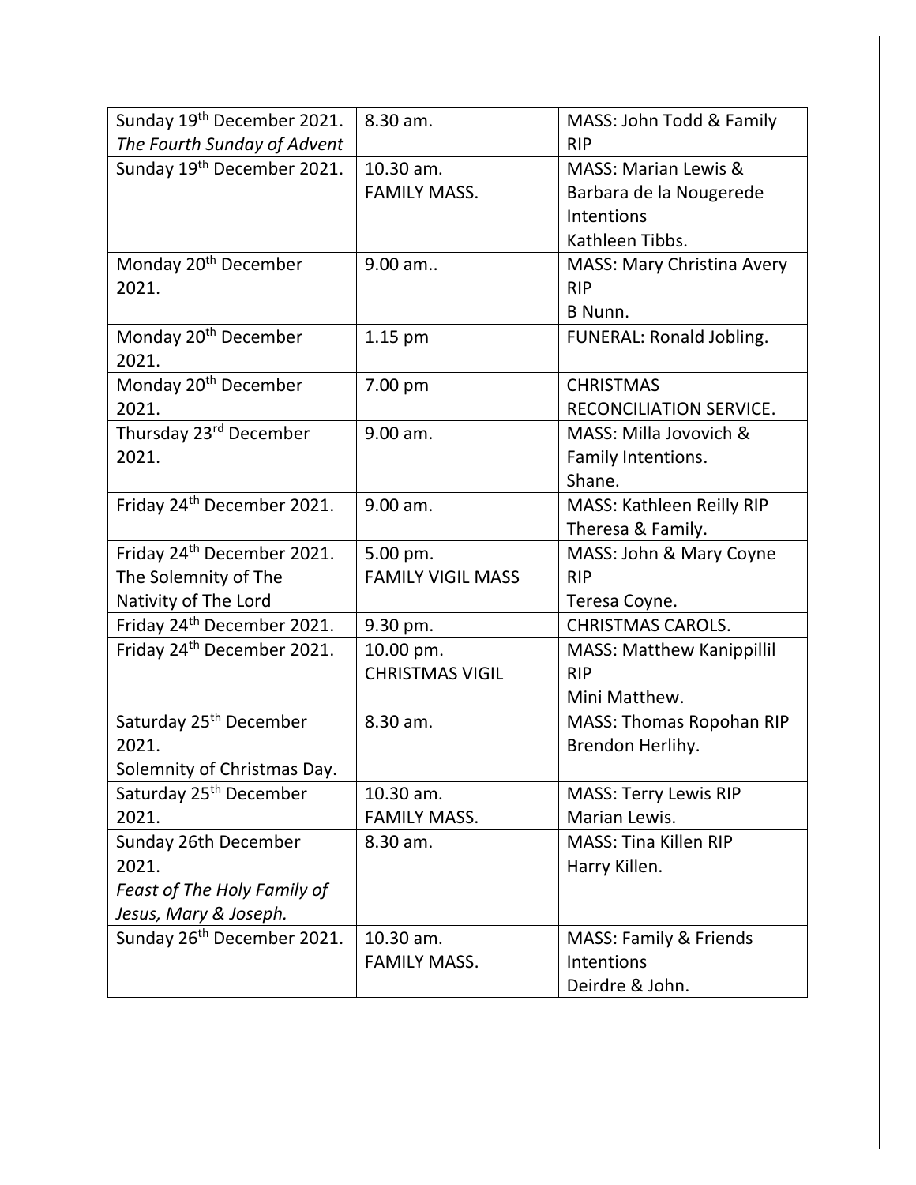| | | |
|---|---|---|
| Sunday 19th December 2021. *The Fourth Sunday of Advent* | 8.30 am. | MASS: John Todd & Family RIP |
| Sunday 19th December 2021. | 10.30 am. FAMILY MASS. | MASS: Marian Lewis & Barbara de la Nougerede Intentions Kathleen Tibbs. |
| Monday 20th December 2021. | 9.00 am.. | MASS: Mary Christina Avery RIP B Nunn. |
| Monday 20th December 2021. | 1.15 pm | FUNERAL: Ronald Jobling. |
| Monday 20th December 2021. | 7.00 pm | CHRISTMAS RECONCILIATION SERVICE. |
| Thursday 23rd December 2021. | 9.00 am. | MASS: Milla Jovovich & Family Intentions. Shane. |
| Friday 24th December 2021. | 9.00 am. | MASS: Kathleen Reilly RIP Theresa & Family. |
| Friday 24th December 2021. The Solemnity of The Nativity of The Lord | 5.00 pm. FAMILY VIGIL MASS | MASS: John & Mary Coyne RIP Teresa Coyne. |
| Friday 24th December 2021. | 9.30 pm. | CHRISTMAS CAROLS. |
| Friday 24th December 2021. | 10.00 pm. CHRISTMAS VIGIL | MASS: Matthew Kanippillil RIP Mini Matthew. |
| Saturday 25th December 2021. Solemnity of Christmas Day. | 8.30 am. | MASS: Thomas Ropohan RIP Brendon Herlihy. |
| Saturday 25th December 2021. | 10.30 am. FAMILY MASS. | MASS: Terry Lewis RIP Marian Lewis. |
| Sunday 26th December 2021. *Feast of The Holy Family of Jesus, Mary & Joseph.* | 8.30 am. | MASS: Tina Killen RIP Harry Killen. |
| Sunday 26th December 2021. | 10.30 am. FAMILY MASS. | MASS: Family & Friends Intentions Deirdre & John. |